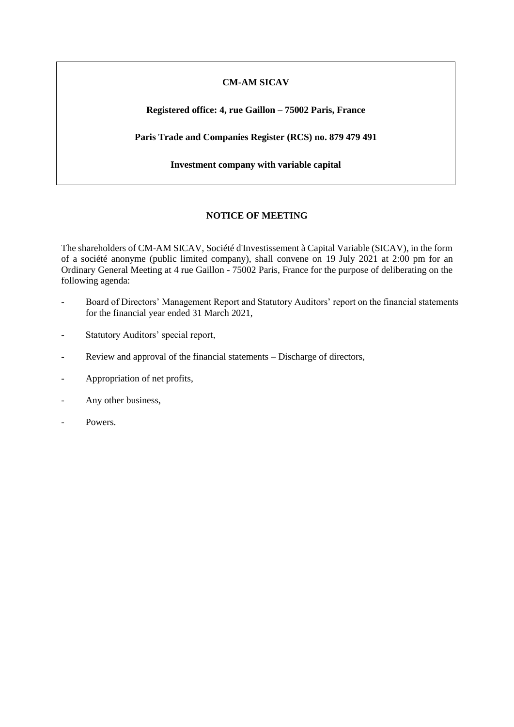**CM-AM SICAV**

**Registered office: 4, rue Gaillon – 75002 Paris, France**

**Paris Trade and Companies Register (RCS) no. 879 479 491**

**Investment company with variable capital**

## NOTICE OF MEETING

The shareholders of CM-AM SICAV, Société d'Investissement à Capital Variable (SICAV), in the form of a société anonyme (public limited company), shall convene on 19 July 2021 at 2:00 pm for an Ordinary General Meeting at 4 rue Gaillon - 75002 Paris, France for the purpose of deliberating on the following agenda:

- Board of Directors' Management Report and Statutory Auditors' report on the financial statements for the financial year ended 31 March 2021,
- Statutory Auditors' special report,
- Review and approval of the financial statements – Discharge of directors,
- Appropriation of net profits,
- Any other business,
- Powers.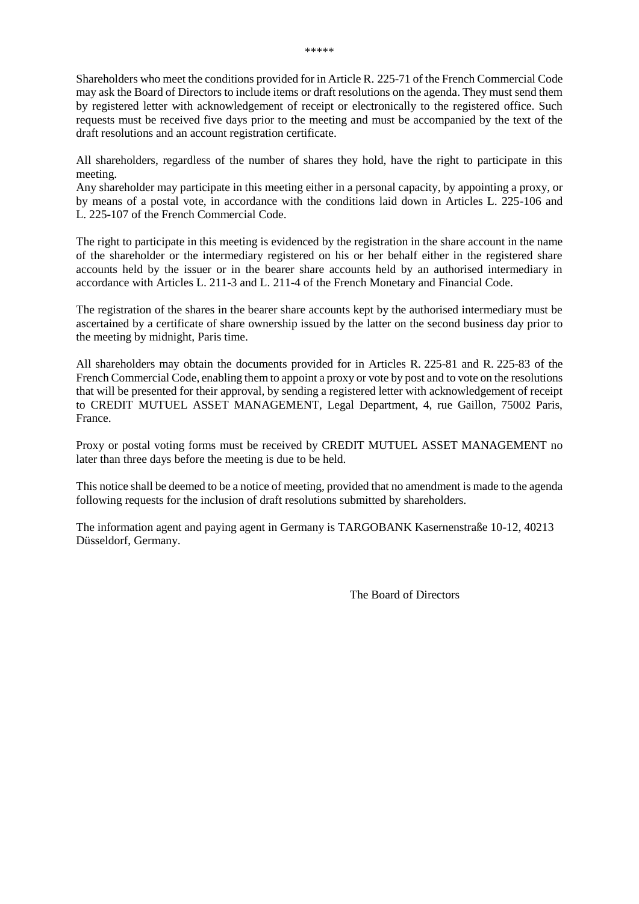*****

Shareholders who meet the conditions provided for in Article R. 225-71 of the French Commercial Code may ask the Board of Directors to include items or draft resolutions on the agenda. They must send them by registered letter with acknowledgement of receipt or electronically to the registered office. Such requests must be received five days prior to the meeting and must be accompanied by the text of the draft resolutions and an account registration certificate.

All shareholders, regardless of the number of shares they hold, have the right to participate in this meeting.
Any shareholder may participate in this meeting either in a personal capacity, by appointing a proxy, or by means of a postal vote, in accordance with the conditions laid down in Articles L. 225-106 and L. 225-107 of the French Commercial Code.

The right to participate in this meeting is evidenced by the registration in the share account in the name of the shareholder or the intermediary registered on his or her behalf either in the registered share accounts held by the issuer or in the bearer share accounts held by an authorised intermediary in accordance with Articles L. 211-3 and L. 211-4 of the French Monetary and Financial Code.

The registration of the shares in the bearer share accounts kept by the authorised intermediary must be ascertained by a certificate of share ownership issued by the latter on the second business day prior to the meeting by midnight, Paris time.

All shareholders may obtain the documents provided for in Articles R. 225-81 and R. 225-83 of the French Commercial Code, enabling them to appoint a proxy or vote by post and to vote on the resolutions that will be presented for their approval, by sending a registered letter with acknowledgement of receipt to CREDIT MUTUEL ASSET MANAGEMENT, Legal Department, 4, rue Gaillon, 75002 Paris, France.

Proxy or postal voting forms must be received by CREDIT MUTUEL ASSET MANAGEMENT no later than three days before the meeting is due to be held.

This notice shall be deemed to be a notice of meeting, provided that no amendment is made to the agenda following requests for the inclusion of draft resolutions submitted by shareholders.

The information agent and paying agent in Germany is TARGOBANK Kasernenstraße 10-12, 40213 Düsseldorf, Germany.

The Board of Directors